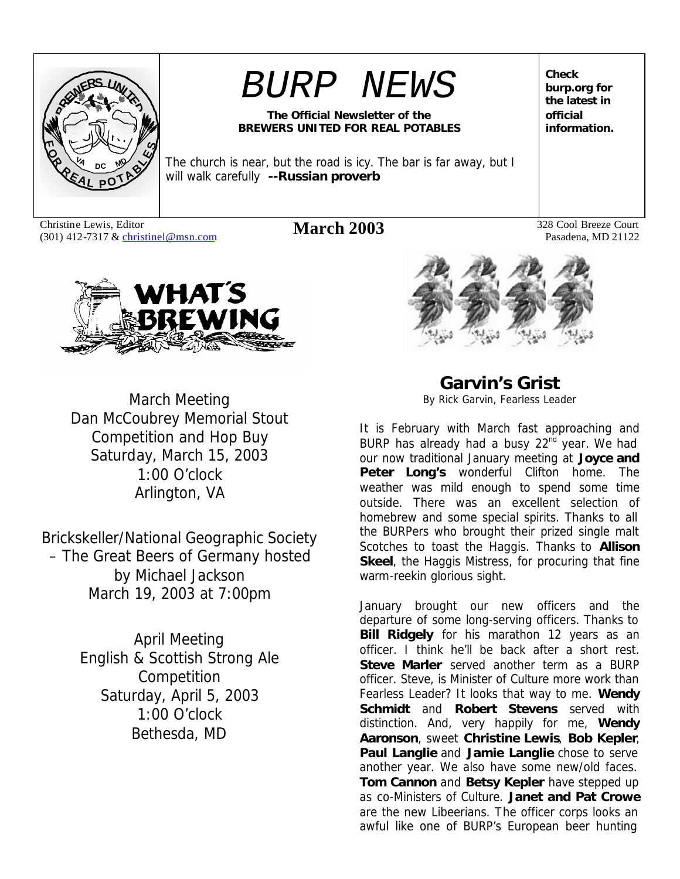# BURP NEWS

**The Official Newsletter of the BREWERS UNITED FOR REAL POTABLES**

The church is near, but the road is icy. The bar is far away, but I will walk carefully **--Russian proverb**

**Check burp.org for the latest in official information.**

Christine Lewis, Editor
(301) 412-7317 & christinel@msn.com

**March 2003**

328 Cool Breeze Court
Pasadena, MD 21122

## WHAT'S BREWING

March Meeting
Dan McCoubrey Memorial Stout Competition and Hop Buy
Saturday, March 15, 2003
1:00 O'clock
Arlington, VA

Brickskeller/National Geographic Society – The Great Beers of Germany hosted by Michael Jackson
March 19, 2003 at 7:00pm

April Meeting
English & Scottish Strong Ale Competition
Saturday, April 5, 2003
1:00 O'clock
Bethesda, MD

## Garvin's Grist

By Rick Garvin, Fearless Leader

It is February with March fast approaching and BURP has already had a busy 22nd year. We had our now traditional January meeting at **Joyce and Peter Long's** wonderful Clifton home. The weather was mild enough to spend some time outside. There was an excellent selection of homebrew and some special spirits. Thanks to all the BURPers who brought their prized single malt Scotches to toast the Haggis. Thanks to **Allison Skeel**, the Haggis Mistress, for procuring that fine warm-reekin glorious sight.

January brought our new officers and the departure of some long-serving officers. Thanks to **Bill Ridgely** for his marathon 12 years as an officer. I think he'll be back after a short rest. **Steve Marler** served another term as a BURP officer. Steve, is Minister of Culture more work than Fearless Leader? It looks that way to me. **Wendy Schmidt** and **Robert Stevens** served with distinction. And, very happily for me, **Wendy Aaronson**, sweet **Christine Lewis**, **Bob Kepler**, **Paul Langlie** and **Jamie Langlie** chose to serve another year. We also have some new/old faces. **Tom Cannon** and **Betsy Kepler** have stepped up as co-Ministers of Culture. **Janet and Pat Crowe** are the new Libeerians. The officer corps looks an awful like one of BURP's European beer hunting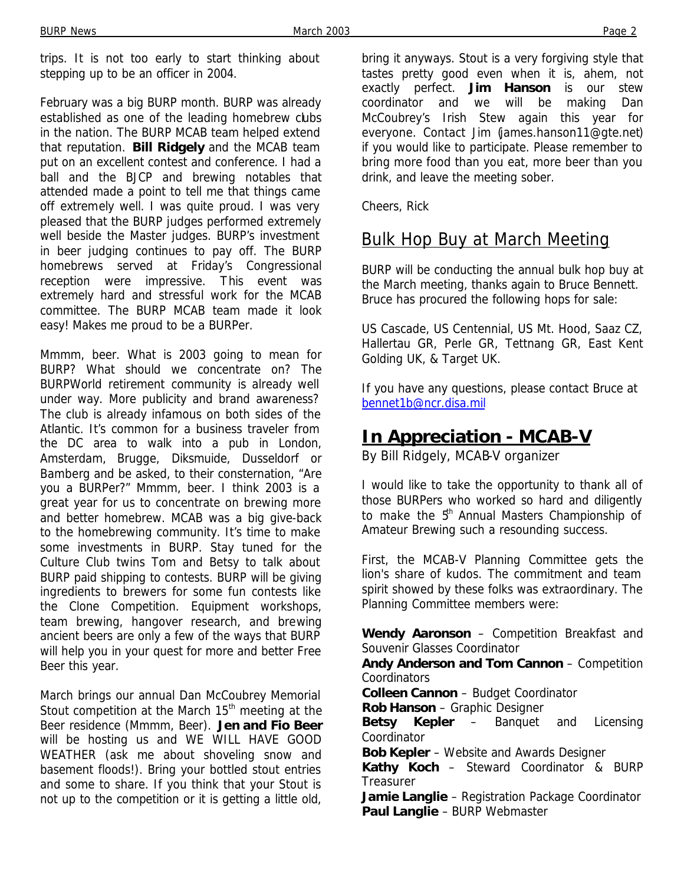trips. It is not too early to start thinking about stepping up to be an officer in 2004.

February was a big BURP month. BURP was already established as one of the leading homebrew clubs in the nation. The BURP MCAB team helped extend that reputation. **Bill Ridgely** and the MCAB team put on an excellent contest and conference. I had a ball and the BJCP and brewing notables that attended made a point to tell me that things came off extremely well. I was quite proud. I was very pleased that the BURP judges performed extremely well beside the Master judges. BURP's investment in beer judging continues to pay off. The BURP homebrews served at Friday's Congressional reception were impressive. This event was extremely hard and stressful work for the MCAB committee. The BURP MCAB team made it look easy! Makes me proud to be a BURPer.

Mmmm, beer. What is 2003 going to mean for BURP? What should we concentrate on? The BURPWorld retirement community is already well under way. More publicity and brand awareness? The club is already infamous on both sides of the Atlantic. It's common for a business traveler from the DC area to walk into a pub in London, Amsterdam, Brugge, Diksmuide, Dusseldorf or Bamberg and be asked, to their consternation, "Are you a BURPer?" Mmmm, beer. I think 2003 is a great year for us to concentrate on brewing more and better homebrew. MCAB was a big give-back to the homebrewing community. It's time to make some investments in BURP. Stay tuned for the Culture Club twins Tom and Betsy to talk about BURP paid shipping to contests. BURP will be giving ingredients to brewers for some fun contests like the Clone Competition. Equipment workshops, team brewing, hangover research, and brewing ancient beers are only a few of the ways that BURP will help you in your quest for more and better Free Beer this year.

March brings our annual Dan McCoubrey Memorial Stout competition at the March 15th meeting at the Beer residence (Mmmm, Beer). **Jen and Fio Beer** will be hosting us and WE WILL HAVE GOOD WEATHER (ask me about shoveling snow and basement floods!). Bring your bottled stout entries and some to share. If you think that your Stout is not up to the competition or it is getting a little old, bring it anyways. Stout is a very forgiving style that tastes pretty good even when it is, ahem, not exactly perfect. **Jim Hanson** is our stew coordinator and we will be making Dan McCoubrey's Irish Stew again this year for everyone. Contact Jim (james.hanson11@gte.net) if you would like to participate. Please remember to bring more food than you eat, more beer than you drink, and leave the meeting sober.

Cheers, Rick

## Bulk Hop Buy at March Meeting

BURP will be conducting the annual bulk hop buy at the March meeting, thanks again to Bruce Bennett. Bruce has procured the following hops for sale:

US Cascade, US Centennial, US Mt. Hood, Saaz CZ, Hallertau GR, Perle GR, Tettnang GR, East Kent Golding UK, & Target UK.

If you have any questions, please contact Bruce at bennet1b@ncr.disa.mil

## In Appreciation - MCAB-V

By Bill Ridgely, MCAB-V organizer

I would like to take the opportunity to thank all of those BURPers who worked so hard and diligently to make the 5th Annual Masters Championship of Amateur Brewing such a resounding success.

First, the MCAB-V Planning Committee gets the lion's share of kudos. The commitment and team spirit showed by these folks was extraordinary. The Planning Committee members were:

**Wendy Aaronson** – Competition Breakfast and Souvenir Glasses Coordinator
**Andy Anderson and Tom Cannon** – Competition Coordinators
**Colleen Cannon** – Budget Coordinator
**Rob Hanson** – Graphic Designer
**Betsy Kepler** – Banquet and Licensing Coordinator
**Bob Kepler** – Website and Awards Designer
**Kathy Koch** – Steward Coordinator & BURP Treasurer
**Jamie Langlie** – Registration Package Coordinator
**Paul Langlie** – BURP Webmaster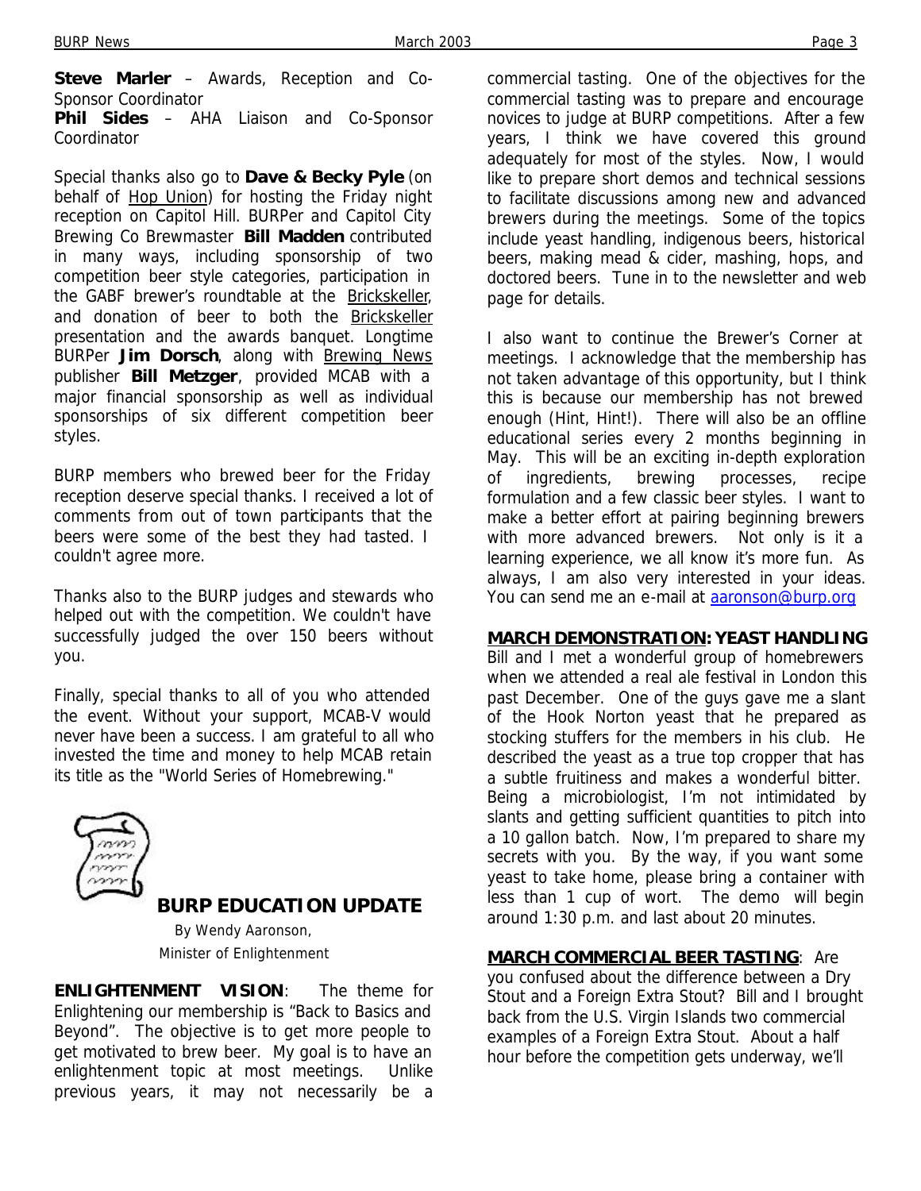**Steve Marler** – Awards, Reception and Co-Sponsor Coordinator
**Phil Sides** – AHA Liaison and Co-Sponsor Coordinator

Special thanks also go to **Dave & Becky Pyle** (on behalf of Hop Union) for hosting the Friday night reception on Capitol Hill. BURPer and Capitol City Brewing Co Brewmaster **Bill Madden** contributed in many ways, including sponsorship of two competition beer style categories, participation in the GABF brewer's roundtable at the Brickskeller, and donation of beer to both the Brickskeller presentation and the awards banquet. Longtime BURPer **Jim Dorsch**, along with Brewing News publisher **Bill Metzger**, provided MCAB with a major financial sponsorship as well as individual sponsorships of six different competition beer styles.

BURP members who brewed beer for the Friday reception deserve special thanks. I received a lot of comments from out of town participants that the beers were some of the best they had tasted. I couldn't agree more.

Thanks also to the BURP judges and stewards who helped out with the competition. We couldn't have successfully judged the over 150 beers without you.

Finally, special thanks to all of you who attended the event. Without your support, MCAB-V would never have been a success. I am grateful to all who invested the time and money to help MCAB retain its title as the "World Series of Homebrewing."

## BURP EDUCATION UPDATE

By Wendy Aaronson,
Minister of Enlightenment

**ENLIGHTENMENT VISION**: The theme for Enlightening our membership is "Back to Basics and Beyond". The objective is to get more people to get motivated to brew beer. My goal is to have an enlightenment topic at most meetings. Unlike previous years, it may not necessarily be a commercial tasting. One of the objectives for the commercial tasting was to prepare and encourage novices to judge at BURP competitions. After a few years, I think we have covered this ground adequately for most of the styles. Now, I would like to prepare short demos and technical sessions to facilitate discussions among new and advanced brewers during the meetings. Some of the topics include yeast handling, indigenous beers, historical beers, making mead & cider, mashing, hops, and doctored beers. Tune in to the newsletter and web page for details.

I also want to continue the Brewer's Corner at meetings. I acknowledge that the membership has not taken advantage of this opportunity, but I think this is because our membership has not brewed enough (Hint, Hint!). There will also be an offline educational series every 2 months beginning in May. This will be an exciting in-depth exploration of ingredients, brewing processes, recipe formulation and a few classic beer styles. I want to make a better effort at pairing beginning brewers with more advanced brewers. Not only is it a learning experience, we all know it's more fun. As always, I am also very interested in your ideas. You can send me an e-mail at aaronson@burp.org

**MARCH DEMONSTRATION: YEAST HANDLING**
Bill and I met a wonderful group of homebrewers when we attended a real ale festival in London this past December. One of the guys gave me a slant of the Hook Norton yeast that he prepared as stocking stuffers for the members in his club. He described the yeast as a true top cropper that has a subtle fruitiness and makes a wonderful bitter. Being a microbiologist, I'm not intimidated by slants and getting sufficient quantities to pitch into a 10 gallon batch. Now, I'm prepared to share my secrets with you. By the way, if you want some yeast to take home, please bring a container with less than 1 cup of wort. The demo will begin around 1:30 p.m. and last about 20 minutes.

**MARCH COMMERCIAL BEER TASTING**: Are you confused about the difference between a Dry Stout and a Foreign Extra Stout? Bill and I brought back from the U.S. Virgin Islands two commercial examples of a Foreign Extra Stout. About a half hour before the competition gets underway, we'll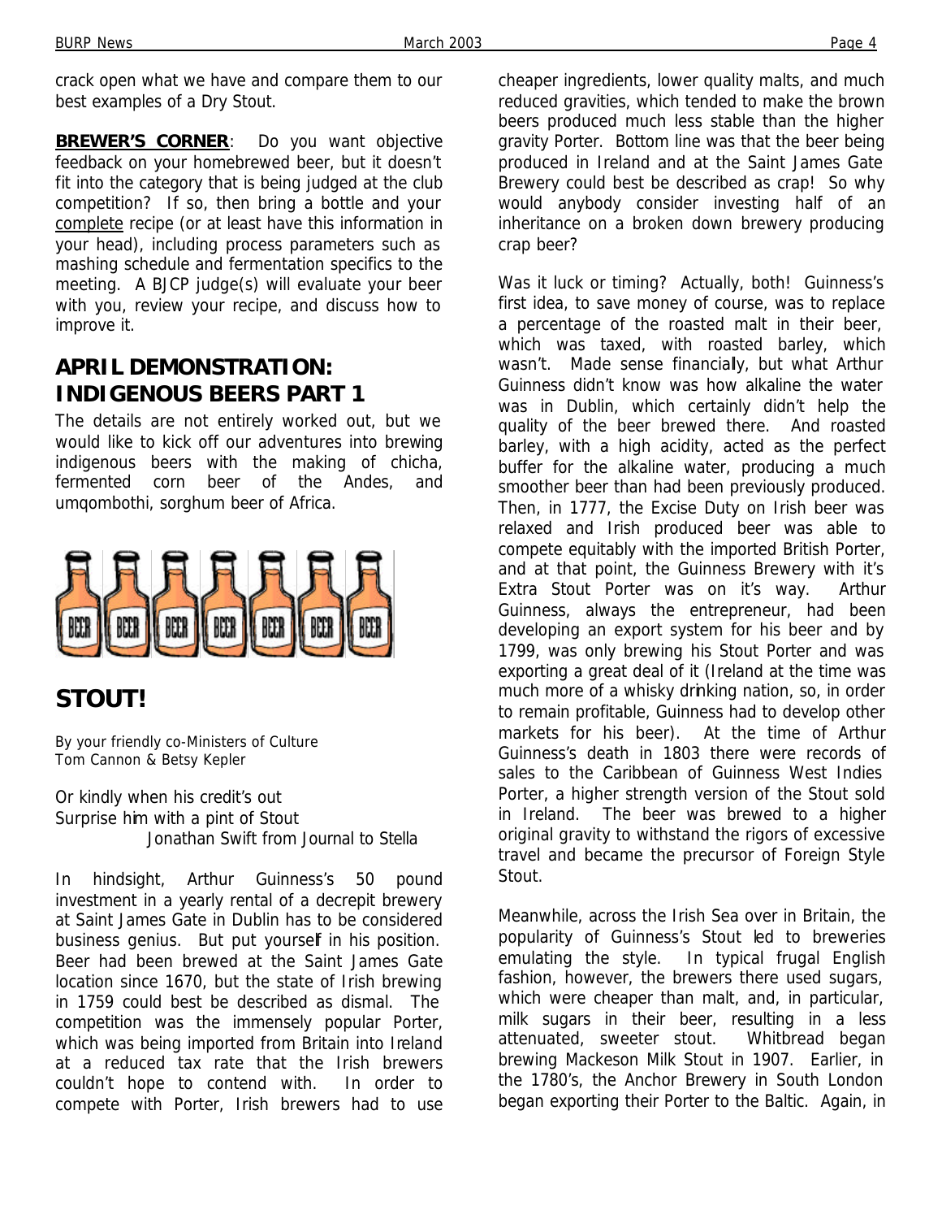crack open what we have and compare them to our best examples of a Dry Stout.

**BREWER'S CORNER**: Do you want objective feedback on your homebrewed beer, but it doesn't fit into the category that is being judged at the club competition? If so, then bring a bottle and your complete recipe (or at least have this information in your head), including process parameters such as mashing schedule and fermentation specifics to the meeting. A BJCP judge(s) will evaluate your beer with you, review your recipe, and discuss how to improve it.

## APRIL DEMONSTRATION: INDIGENOUS BEERS PART 1

The details are not entirely worked out, but we would like to kick off our adventures into brewing indigenous beers with the making of chicha, fermented corn beer of the Andes, and umqombothi, sorghum beer of Africa.

## STOUT!

By your friendly co-Ministers of Culture
Tom Cannon & Betsy Kepler

Or kindly when his credit's out
Surprise him with a pint of Stout
Jonathan Swift from Journal to Stella

In hindsight, Arthur Guinness's 50 pound investment in a yearly rental of a decrepit brewery at Saint James Gate in Dublin has to be considered business genius. But put yourself in his position. Beer had been brewed at the Saint James Gate location since 1670, but the state of Irish brewing in 1759 could best be described as dismal. The competition was the immensely popular Porter, which was being imported from Britain into Ireland at a reduced tax rate that the Irish brewers couldn't hope to contend with. In order to compete with Porter, Irish brewers had to use cheaper ingredients, lower quality malts, and much reduced gravities, which tended to make the brown beers produced much less stable than the higher gravity Porter. Bottom line was that the beer being produced in Ireland and at the Saint James Gate Brewery could best be described as crap! So why would anybody consider investing half of an inheritance on a broken down brewery producing crap beer?

Was it luck or timing? Actually, both! Guinness's first idea, to save money of course, was to replace a percentage of the roasted malt in their beer, which was taxed, with roasted barley, which wasn't. Made sense financially, but what Arthur Guinness didn't know was how alkaline the water was in Dublin, which certainly didn't help the quality of the beer brewed there. And roasted barley, with a high acidity, acted as the perfect buffer for the alkaline water, producing a much smoother beer than had been previously produced. Then, in 1777, the Excise Duty on Irish beer was relaxed and Irish produced beer was able to compete equitably with the imported British Porter, and at that point, the Guinness Brewery with it's Extra Stout Porter was on it's way. Arthur Guinness, always the entrepreneur, had been developing an export system for his beer and by 1799, was only brewing his Stout Porter and was exporting a great deal of it (Ireland at the time was much more of a whisky drinking nation, so, in order to remain profitable, Guinness had to develop other markets for his beer). At the time of Arthur Guinness's death in 1803 there were records of sales to the Caribbean of Guinness West Indies Porter, a higher strength version of the Stout sold in Ireland. The beer was brewed to a higher original gravity to withstand the rigors of excessive travel and became the precursor of Foreign Style Stout.

Meanwhile, across the Irish Sea over in Britain, the popularity of Guinness's Stout led to breweries emulating the style. In typical frugal English fashion, however, the brewers there used sugars, which were cheaper than malt, and, in particular, milk sugars in their beer, resulting in a less attenuated, sweeter stout. Whitbread began brewing Mackeson Milk Stout in 1907. Earlier, in the 1780's, the Anchor Brewery in South London began exporting their Porter to the Baltic. Again, in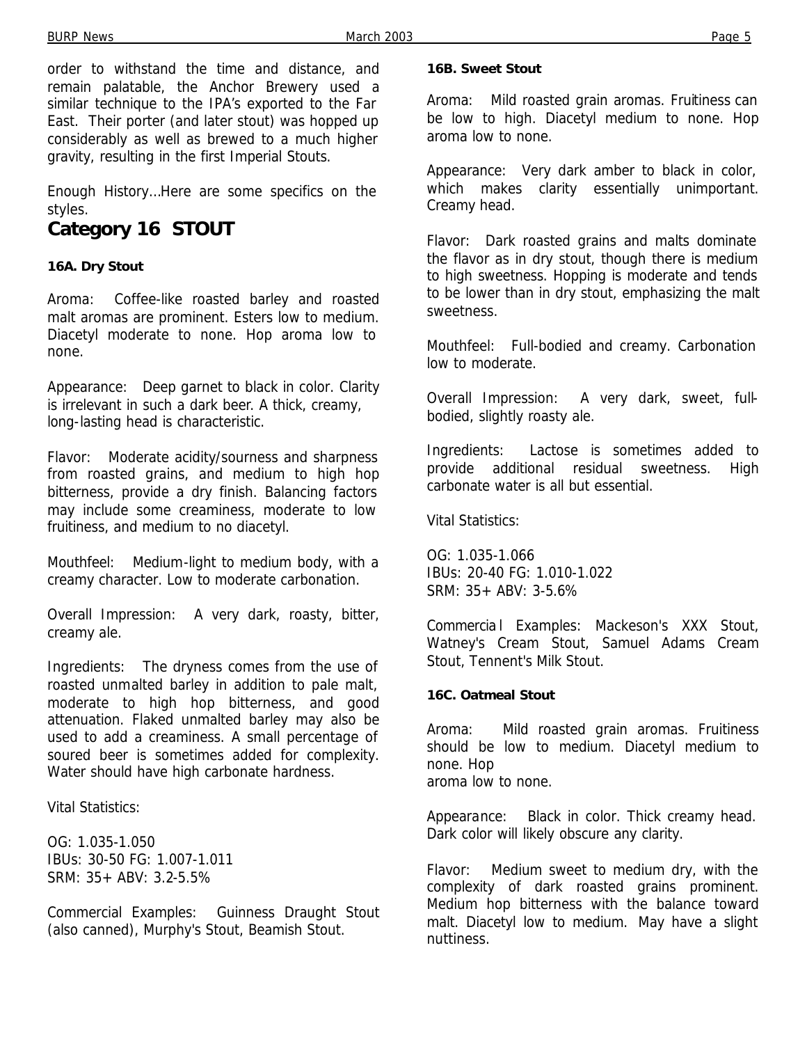order to withstand the time and distance, and remain palatable, the Anchor Brewery used a similar technique to the IPA's exported to the Far East. Their porter (and later stout) was hopped up considerably as well as brewed to a much higher gravity, resulting in the first Imperial Stouts.

Enough History…Here are some specifics on the styles.

## Category 16 STOUT

**16A. Dry Stout**

Aroma: Coffee-like roasted barley and roasted malt aromas are prominent. Esters low to medium. Diacetyl moderate to none. Hop aroma low to none.

Appearance: Deep garnet to black in color. Clarity is irrelevant in such a dark beer. A thick, creamy, long-lasting head is characteristic.

Flavor: Moderate acidity/sourness and sharpness from roasted grains, and medium to high hop bitterness, provide a dry finish. Balancing factors may include some creaminess, moderate to low fruitiness, and medium to no diacetyl.

Mouthfeel: Medium-light to medium body, with a creamy character. Low to moderate carbonation.

Overall Impression: A very dark, roasty, bitter, creamy ale.

Ingredients: The dryness comes from the use of roasted unmalted barley in addition to pale malt, moderate to high hop bitterness, and good attenuation. Flaked unmalted barley may also be used to add a creaminess. A small percentage of soured beer is sometimes added for complexity. Water should have high carbonate hardness.

Vital Statistics:

OG: 1.035-1.050
IBUs: 30-50 FG: 1.007-1.011
SRM: 35+ ABV: 3.2-5.5%

Commercial Examples: Guinness Draught Stout (also canned), Murphy's Stout, Beamish Stout.

**16B. Sweet Stout**

Aroma: Mild roasted grain aromas. Fruitiness can be low to high. Diacetyl medium to none. Hop aroma low to none.

Appearance: Very dark amber to black in color, which makes clarity essentially unimportant. Creamy head.

Flavor: Dark roasted grains and malts dominate the flavor as in dry stout, though there is medium to high sweetness. Hopping is moderate and tends to be lower than in dry stout, emphasizing the malt sweetness.

Mouthfeel: Full-bodied and creamy. Carbonation low to moderate.

Overall Impression: A very dark, sweet, full-bodied, slightly roasty ale.

Ingredients: Lactose is sometimes added to provide additional residual sweetness. High carbonate water is all but essential.

Vital Statistics:

OG: 1.035-1.066
IBUs: 20-40 FG: 1.010-1.022
SRM: 35+ ABV: 3-5.6%

Commercial Examples: Mackeson's XXX Stout, Watney's Cream Stout, Samuel Adams Cream Stout, Tennent's Milk Stout.

**16C. Oatmeal Stout**

Aroma: Mild roasted grain aromas. Fruitiness should be low to medium. Diacetyl medium to none. Hop aroma low to none.

Appearance: Black in color. Thick creamy head. Dark color will likely obscure any clarity.

Flavor: Medium sweet to medium dry, with the complexity of dark roasted grains prominent. Medium hop bitterness with the balance toward malt. Diacetyl low to medium. May have a slight nuttiness.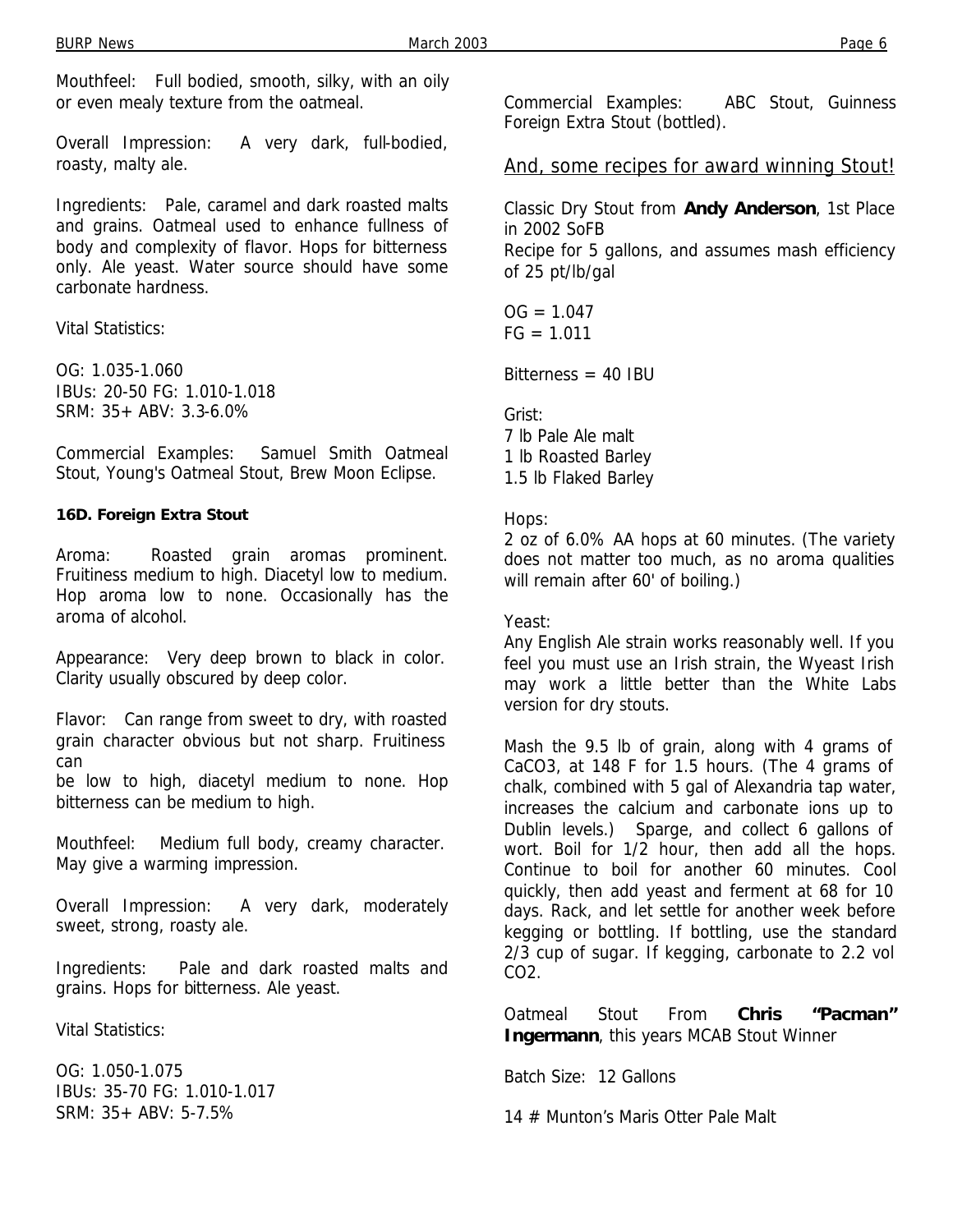Mouthfeel: Full bodied, smooth, silky, with an oily or even mealy texture from the oatmeal.

Overall Impression: A very dark, full-bodied, roasty, malty ale.

Ingredients: Pale, caramel and dark roasted malts and grains. Oatmeal used to enhance fullness of body and complexity of flavor. Hops for bitterness only. Ale yeast. Water source should have some carbonate hardness.

Vital Statistics:

OG: 1.035-1.060
IBUs: 20-50 FG: 1.010-1.018
SRM: 35+ ABV: 3.3-6.0%

Commercial Examples: Samuel Smith Oatmeal Stout, Young's Oatmeal Stout, Brew Moon Eclipse.

**16D. Foreign Extra Stout**

Aroma: Roasted grain aromas prominent. Fruitiness medium to high. Diacetyl low to medium. Hop aroma low to none. Occasionally has the aroma of alcohol.

Appearance: Very deep brown to black in color. Clarity usually obscured by deep color.

Flavor: Can range from sweet to dry, with roasted grain character obvious but not sharp. Fruitiness can be low to high, diacetyl medium to none. Hop bitterness can be medium to high.

Mouthfeel: Medium full body, creamy character. May give a warming impression.

Overall Impression: A very dark, moderately sweet, strong, roasty ale.

Ingredients: Pale and dark roasted malts and grains. Hops for bitterness. Ale yeast.

Vital Statistics:

OG: 1.050-1.075
IBUs: 35-70 FG: 1.010-1.017
SRM: 35+ ABV: 5-7.5%

Commercial Examples: ABC Stout, Guinness Foreign Extra Stout (bottled).

## And, some recipes for award winning Stout!

Classic Dry Stout from **Andy Anderson**, 1st Place in 2002 SoFB
Recipe for 5 gallons, and assumes mash efficiency of 25 pt/lb/gal

OG = 1.047
FG = 1.011

Bitterness = 40 IBU

Grist:
7 lb Pale Ale malt
1 lb Roasted Barley
1.5 lb Flaked Barley

Hops:
2 oz of 6.0% AA hops at 60 minutes. (The variety does not matter too much, as no aroma qualities will remain after 60' of boiling.)

Yeast:
Any English Ale strain works reasonably well. If you feel you must use an Irish strain, the Wyeast Irish may work a little better than the White Labs version for dry stouts.

Mash the 9.5 lb of grain, along with 4 grams of $CaCO_3$, at 148 F for 1.5 hours. (The 4 grams of chalk, combined with 5 gal of Alexandria tap water, increases the calcium and carbonate ions up to Dublin levels.) Sparge, and collect 6 gallons of wort. Boil for 1/2 hour, then add all the hops. Continue to boil for another 60 minutes. Cool quickly, then add yeast and ferment at 68 for 10 days. Rack, and let settle for another week before kegging or bottling. If bottling, use the standard 2/3 cup of sugar. If kegging, carbonate to 2.2 vol $CO_2$.

Oatmeal Stout From **Chris "Pacman" Ingermann**, this years MCAB Stout Winner

Batch Size: 12 Gallons

14 # Munton's Maris Otter Pale Malt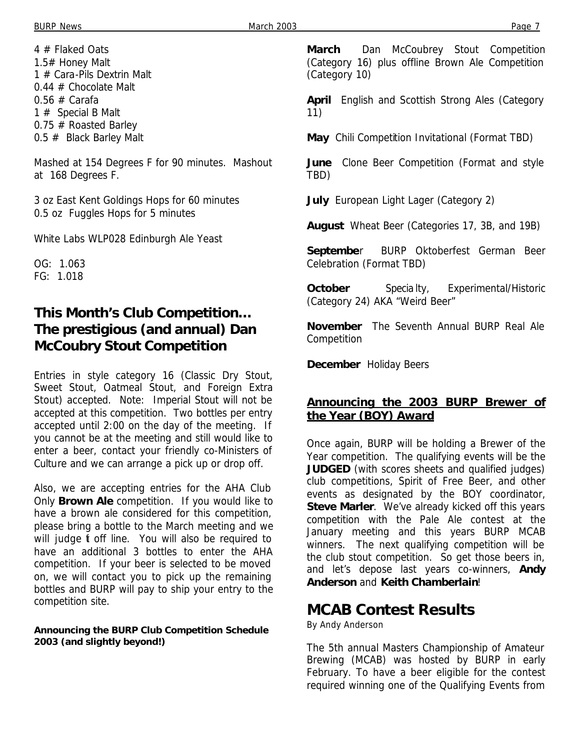4 # Flaked Oats
1.5# Honey Malt
1 # Cara-Pils Dextrin Malt
0.44 # Chocolate Malt
0.56 # Carafa
1 # Special B Malt
0.75 # Roasted Barley
0.5 # Black Barley Malt

Mashed at 154 Degrees F for 90 minutes. Mashout at 168 Degrees F.

3 oz East Kent Goldings Hops for 60 minutes
0.5 oz Fuggles Hops for 5 minutes

White Labs WLP028 Edinburgh Ale Yeast

OG: 1.063
FG: 1.018

## This Month's Club Competition… The prestigious (and annual) Dan McCoubry Stout Competition

Entries in style category 16 (Classic Dry Stout, Sweet Stout, Oatmeal Stout, and Foreign Extra Stout) accepted. Note: Imperial Stout will not be accepted at this competition. Two bottles per entry accepted until 2:00 on the day of the meeting. If you cannot be at the meeting and still would like to enter a beer, contact your friendly co-Ministers of Culture and we can arrange a pick up or drop off.

Also, we are accepting entries for the AHA Club Only **Brown Ale** competition. If you would like to have a brown ale considered for this competition, please bring a bottle to the March meeting and we will judge it off line. You will also be required to have an additional 3 bottles to enter the AHA competition. If your beer is selected to be moved on, we will contact you to pick up the remaining bottles and BURP will pay to ship your entry to the competition site.

**Announcing the BURP Club Competition Schedule 2003 (and slightly beyond!)**

**March** Dan McCoubrey Stout Competition (Category 16) plus offline Brown Ale Competition (Category 10)

**April** English and Scottish Strong Ales (Category 11)

**May** Chili Competition Invitational (Format TBD)

**June** Clone Beer Competition (Format and style TBD)

**July** European Light Lager (Category 2)

**August** Wheat Beer (Categories 17, 3B, and 19B)

**September** BURP Oktoberfest German Beer Celebration (Format TBD)

**October** Specialty, Experimental/Historic (Category 24) AKA "Weird Beer"

**November** The Seventh Annual BURP Real Ale Competition

**December** Holiday Beers

### Announcing the 2003 BURP Brewer of the Year (BOY) Award

Once again, BURP will be holding a Brewer of the Year competition. The qualifying events will be the **JUDGED** (with scores sheets and qualified judges) club competitions, Spirit of Free Beer, and other events as designated by the BOY coordinator, **Steve Marler**. We've already kicked off this years competition with the Pale Ale contest at the January meeting and this years BURP MCAB winners. The next qualifying competition will be the club stout competition. So get those beers in, and let's depose last years co-winners, **Andy Anderson** and **Keith Chamberlain**!

## MCAB Contest Results

By Andy Anderson

The 5th annual Masters Championship of Amateur Brewing (MCAB) was hosted by BURP in early February. To have a beer eligible for the contest required winning one of the Qualifying Events from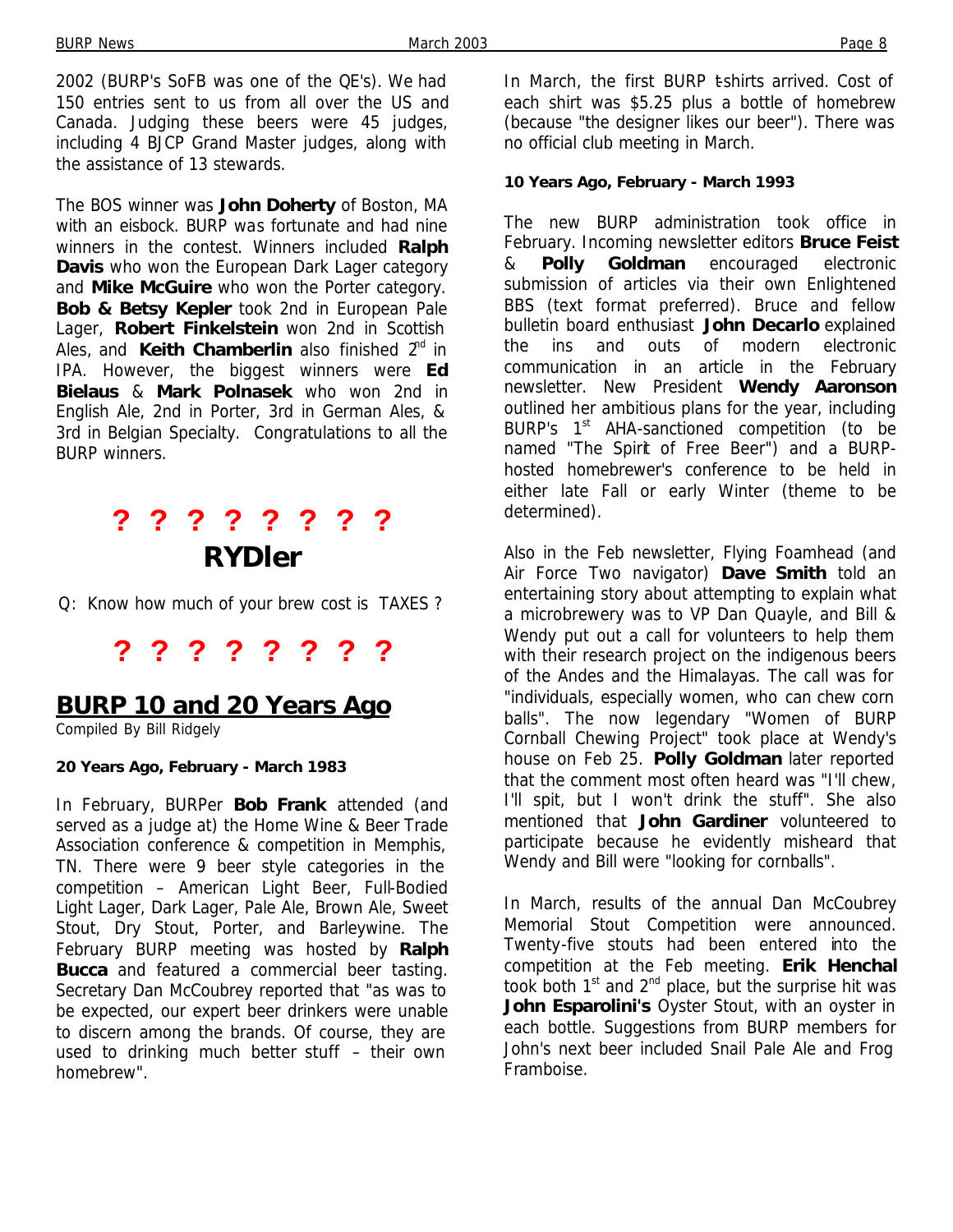2002 (BURP's SoFB was one of the QE's). We had 150 entries sent to us from all over the US and Canada. Judging these beers were 45 judges, including 4 BJCP Grand Master judges, along with the assistance of 13 stewards.

The BOS winner was **John Doherty** of Boston, MA with an eisbock. BURP was fortunate and had nine winners in the contest. Winners included **Ralph Davis** who won the European Dark Lager category and **Mike McGuire** who won the Porter category. **Bob & Betsy Kepler** took 2nd in European Pale Lager, **Robert Finkelstein** won 2nd in Scottish Ales, and **Keith Chamberlin** also finished 2nd in IPA. However, the biggest winners were **Ed Bielaus** & **Mark Polnasek** who won 2nd in English Ale, 2nd in Porter, 3rd in German Ales, & 3rd in Belgian Specialty. Congratulations to all the BURP winners.

**? ? ? ? ? ? ? ?**

## RYDler

Q: Know how much of your brew cost is TAXES ?

**? ? ? ? ? ? ? ?**

## BURP 10 and 20 Years Ago

Compiled By Bill Ridgely

### 20 Years Ago, February - March 1983

In February, BURPer **Bob Frank** attended (and served as a judge at) the Home Wine & Beer Trade Association conference & competition in Memphis, TN. There were 9 beer style categories in the competition – American Light Beer, Full-Bodied Light Lager, Dark Lager, Pale Ale, Brown Ale, Sweet Stout, Dry Stout, Porter, and Barleywine. The February BURP meeting was hosted by **Ralph Bucca** and featured a commercial beer tasting. Secretary Dan McCoubrey reported that "as was to be expected, our expert beer drinkers were unable to discern among the brands. Of course, they are used to drinking much better stuff – their own homebrew".

In March, the first BURP t-shirts arrived. Cost of each shirt was $5.25 plus a bottle of homebrew (because "the designer likes our beer"). There was no official club meeting in March.

### 10 Years Ago, February - March 1993

The new BURP administration took office in February. Incoming newsletter editors **Bruce Feist** & **Polly Goldman** encouraged electronic submission of articles via their own Enlightened BBS (text format preferred). Bruce and fellow bulletin board enthusiast **John Decarlo** explained the ins and outs of modern electronic communication in an article in the February newsletter. New President **Wendy Aaronson** outlined her ambitious plans for the year, including BURP's 1st AHA-sanctioned competition (to be named "The Spirit of Free Beer") and a BURP-hosted homebrewer's conference to be held in either late Fall or early Winter (theme to be determined).

Also in the Feb newsletter, Flying Foamhead (and Air Force Two navigator) **Dave Smith** told an entertaining story about attempting to explain what a microbrewery was to VP Dan Quayle, and Bill & Wendy put out a call for volunteers to help them with their research project on the indigenous beers of the Andes and the Himalayas. The call was for "individuals, especially women, who can chew corn balls". The now legendary "Women of BURP Cornball Chewing Project" took place at Wendy's house on Feb 25. **Polly Goldman** later reported that the comment most often heard was "I'll chew, I'll spit, but I won't drink the stuff". She also mentioned that **John Gardiner** volunteered to participate because he evidently misheard that Wendy and Bill were "looking for cornballs".

In March, results of the annual Dan McCoubrey Memorial Stout Competition were announced. Twenty-five stouts had been entered into the competition at the Feb meeting. **Erik Henchal** took both 1st and 2nd place, but the surprise hit was **John Esparolini's** Oyster Stout, with an oyster in each bottle. Suggestions from BURP members for John's next beer included Snail Pale Ale and Frog Framboise.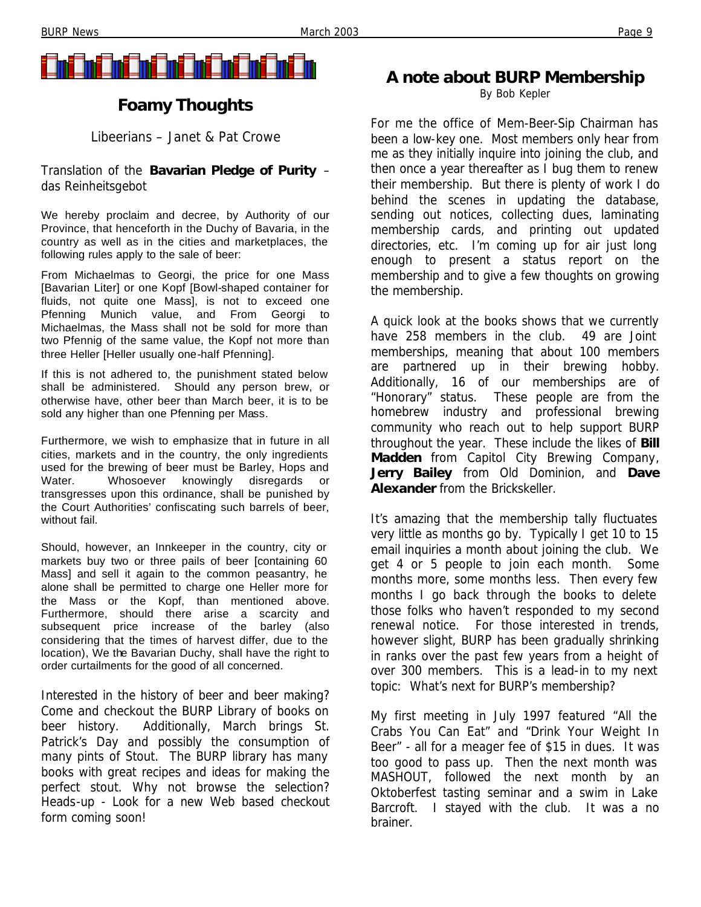## Foamy Thoughts

Libeerians – Janet & Pat Crowe

Translation of the **Bavarian Pledge of Purity** – das Reinheitsgebot

We hereby proclaim and decree, by Authority of our Province, that henceforth in the Duchy of Bavaria, in the country as well as in the cities and marketplaces, the following rules apply to the sale of beer:

From Michaelmas to Georgi, the price for one Mass [Bavarian Liter] or one Kopf [Bowl-shaped container for fluids, not quite one Mass], is not to exceed one Pfenning Munich value, and From Georgi to Michaelmas, the Mass shall not be sold for more than two Pfennig of the same value, the Kopf not more than three Heller [Heller usually one-half Pfennig].

If this is not adhered to, the punishment stated below shall be administered. Should any person brew, or otherwise have, other beer than March beer, it is to be sold any higher than one Pfenning per Mass.

Furthermore, we wish to emphasize that in future in all cities, markets and in the country, the only ingredients used for the brewing of beer must be Barley, Hops and Water. Whosoever knowingly disregards or transgresses upon this ordinance, shall be punished by the Court Authorities' confiscating such barrels of beer, without fail.

Should, however, an Innkeeper in the country, city or markets buy two or three pails of beer [containing 60 Mass] and sell it again to the common peasantry, he alone shall be permitted to charge one Heller more for the Mass or the Kopf, than mentioned above. Furthermore, should there arise a scarcity and subsequent price increase of the barley (also considering that the times of harvest differ, due to the location), We the Bavarian Duchy, shall have the right to order curtailments for the good of all concerned.

Interested in the history of beer and beer making? Come and checkout the BURP Library of books on beer history. Additionally, March brings St. Patrick's Day and possibly the consumption of many pints of Stout. The BURP library has many books with great recipes and ideas for making the perfect stout. Why not browse the selection? Heads-up - Look for a new Web based checkout form coming soon!

## A note about BURP Membership

By Bob Kepler

For me the office of Mem-Beer-Sip Chairman has been a low-key one. Most members only hear from me as they initially inquire into joining the club, and then once a year thereafter as I bug them to renew their membership. But there is plenty of work I do behind the scenes in updating the database, sending out notices, collecting dues, laminating membership cards, and printing out updated directories, etc. I'm coming up for air just long enough to present a status report on the membership and to give a few thoughts on growing the membership.

A quick look at the books shows that we currently have 258 members in the club. 49 are Joint memberships, meaning that about 100 members are partnered up in their brewing hobby. Additionally, 16 of our memberships are of "Honorary" status. These people are from the homebrew industry and professional brewing community who reach out to help support BURP throughout the year. These include the likes of **Bill Madden** from Capitol City Brewing Company, **Jerry Bailey** from Old Dominion, and **Dave Alexander** from the Brickskeller.

It's amazing that the membership tally fluctuates very little as months go by. Typically I get 10 to 15 email inquiries a month about joining the club. We get 4 or 5 people to join each month. Some months more, some months less. Then every few months I go back through the books to delete those folks who haven't responded to my second renewal notice. For those interested in trends, however slight, BURP has been gradually shrinking in ranks over the past few years from a height of over 300 members. This is a lead-in to my next topic: What's next for BURP's membership?

My first meeting in July 1997 featured "All the Crabs You Can Eat" and "Drink Your Weight In Beer" - all for a meager fee of $15 in dues. It was too good to pass up. Then the next month was MASHOUT, followed the next month by an Oktoberfest tasting seminar and a swim in Lake Barcroft. I stayed with the club. It was a no brainer.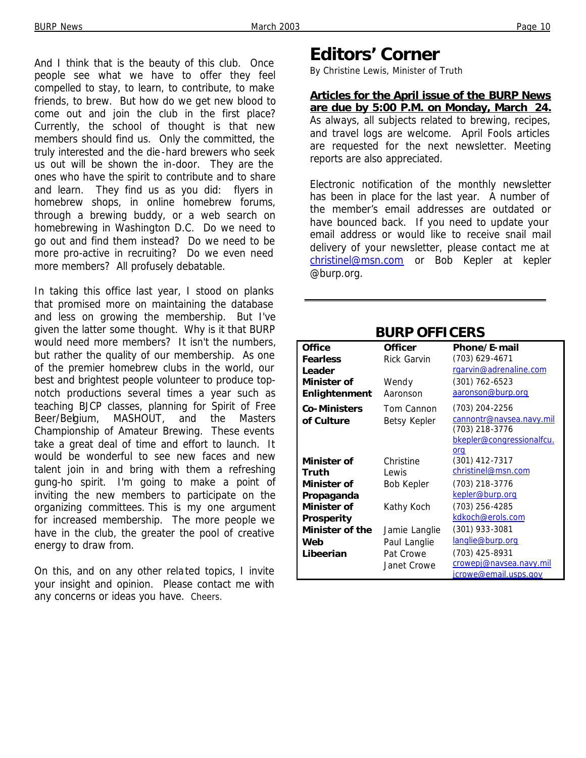And I think that is the beauty of this club. Once people see what we have to offer they feel compelled to stay, to learn, to contribute, to make friends, to brew. But how do we get new blood to come out and join the club in the first place? Currently, the school of thought is that new members should find us. Only the committed, the truly interested and the die-hard brewers who seek us out will be shown the in-door. They are the ones who have the spirit to contribute and to share and learn. They find us as you did: flyers in homebrew shops, in online homebrew forums, through a brewing buddy, or a web search on homebrewing in Washington D.C. Do we need to go out and find them instead? Do we need to be more pro-active in recruiting? Do we even need more members? All profusely debatable.

In taking this office last year, I stood on planks that promised more on maintaining the database and less on growing the membership. But I've given the latter some thought. Why is it that BURP would need more members? It isn't the numbers, but rather the quality of our membership. As one of the premier homebrew clubs in the world, our best and brightest people volunteer to produce top-notch productions several times a year such as teaching BJCP classes, planning for Spirit of Free Beer/Belgium, MASHOUT, and the Masters Championship of Amateur Brewing. These events take a great deal of time and effort to launch. It would be wonderful to see new faces and new talent join in and bring with them a refreshing gung-ho spirit. I'm going to make a point of inviting the new members to participate on the organizing committees. This is my one argument for increased membership. The more people we have in the club, the greater the pool of creative energy to draw from.

On this, and on any other related topics, I invite your insight and opinion. Please contact me with any concerns or ideas you have. Cheers.

# Editors' Corner

By Christine Lewis, Minister of Truth

**Articles for the April issue of the BURP News are due by 5:00 P.M. on Monday, March 24.** As always, all subjects related to brewing, recipes, and travel logs are welcome. April Fools articles are requested for the next newsletter. Meeting reports are also appreciated.

Electronic notification of the monthly newsletter has been in place for the last year. A number of the member's email addresses are outdated or have bounced back. If you need to update your email address or would like to receive snail mail delivery of your newsletter, please contact me at christinel@msn.com or Bob Kepler at kepler @burp.org.

## BURP OFFICERS

| Office | Officer | Phone/E-mail |
|---|---|---|
| **Fearless Leader** | Rick Garvin | (703) 629-4671<br>rgarvin@adrenaline.com |
| **Minister of Enlightenment** | Wendy Aaronson | (301) 762-6523<br>aaronson@burp.org |
| **Co-Ministers of Culture** | Tom Cannon<br>Betsy Kepler | (703) 204-2256<br>cannontr@navsea.navy.mil<br>(703) 218-3776<br>bkepler@congressionalfcu.org |
| **Minister of Truth** | Christine Lewis | (301) 412-7317<br>christinel@msn.com |
| **Minister of Propaganda** | Bob Kepler | (703) 218-3776<br>kepler@burp.org |
| **Minister of Prosperity** | Kathy Koch | (703) 256-4285<br>kdkoch@erols.com |
| **Minister of the Web** | Jamie Langlie<br>Paul Langlie | (301) 933-3081<br>langlie@burp.org |
| **Libeerian** | Pat Crowe<br>Janet Crowe | (703) 425-8931<br>crowepj@navsea.navy.mil<br>jcrowe@email.usps.gov |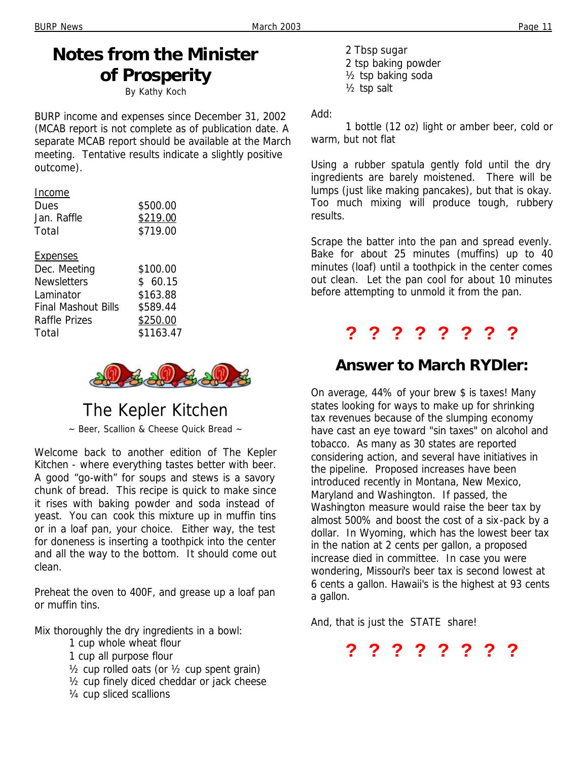# Notes from the Minister of Prosperity

By Kathy Koch

BURP income and expenses since December 31, 2002 (MCAB report is not complete as of publication date. A separate MCAB report should be available at the March meeting. Tentative results indicate a slightly positive outcome).

| | |
|---|---|
| Income | |
| Dues | $500.00 |
| Jan. Raffle | $219.00 |
| Total | $719.00 |
| | |
| Expenses | |
| Dec. Meeting | $100.00 |
| Newsletters | $ 60.15 |
| Laminator | $163.88 |
| Final Mashout Bills | $589.44 |
| Raffle Prizes | $250.00 |
| Total | $1163.47 |

## The Kepler Kitchen

~ Beer, Scallion & Cheese Quick Bread ~

Welcome back to another edition of The Kepler Kitchen - where everything tastes better with beer. A good "go-with" for soups and stews is a savory chunk of bread. This recipe is quick to make since it rises with baking powder and soda instead of yeast. You can cook this mixture up in muffin tins or in a loaf pan, your choice. Either way, the test for doneness is inserting a toothpick into the center and all the way to the bottom. It should come out clean.

Preheat the oven to 400F, and grease up a loaf pan or muffin tins.

Mix thoroughly the dry ingredients in a bowl:

- 1 cup whole wheat flour
- 1 cup all purpose flour
- ½ cup rolled oats (or ½ cup spent grain)
- ½ cup finely diced cheddar or jack cheese
- ¼ cup sliced scallions
- 2 Tbsp sugar
- 2 tsp baking powder
- ½ tsp baking soda
- ½ tsp salt

Add:

1 bottle (12 oz) light or amber beer, cold or warm, but not flat

Using a rubber spatula gently fold until the dry ingredients are barely moistened. There will be lumps (just like making pancakes), but that is okay. Too much mixing will produce tough, rubbery results.

Scrape the batter into the pan and spread evenly. Bake for about 25 minutes (muffins) up to 40 minutes (loaf) until a toothpick in the center comes out clean. Let the pan cool for about 10 minutes before attempting to unmold it from the pan.

**? ? ? ? ? ? ? ?**

## Answer to March RYDler:

On average, 44% of your brew $ is taxes! Many states looking for ways to make up for shrinking tax revenues because of the slumping economy have cast an eye toward "sin taxes" on alcohol and tobacco. As many as 30 states are reported considering action, and several have initiatives in the pipeline. Proposed increases have been introduced recently in Montana, New Mexico, Maryland and Washington. If passed, the Washington measure would raise the beer tax by almost 500% and boost the cost of a six-pack by a dollar. In Wyoming, which has the lowest beer tax in the nation at 2 cents per gallon, a proposed increase died in committee. In case you were wondering, Missouri's beer tax is second lowest at 6 cents a gallon. Hawaii's is the highest at 93 cents a gallon.

And, that is just the STATE share!

**? ? ? ? ? ? ? ?**